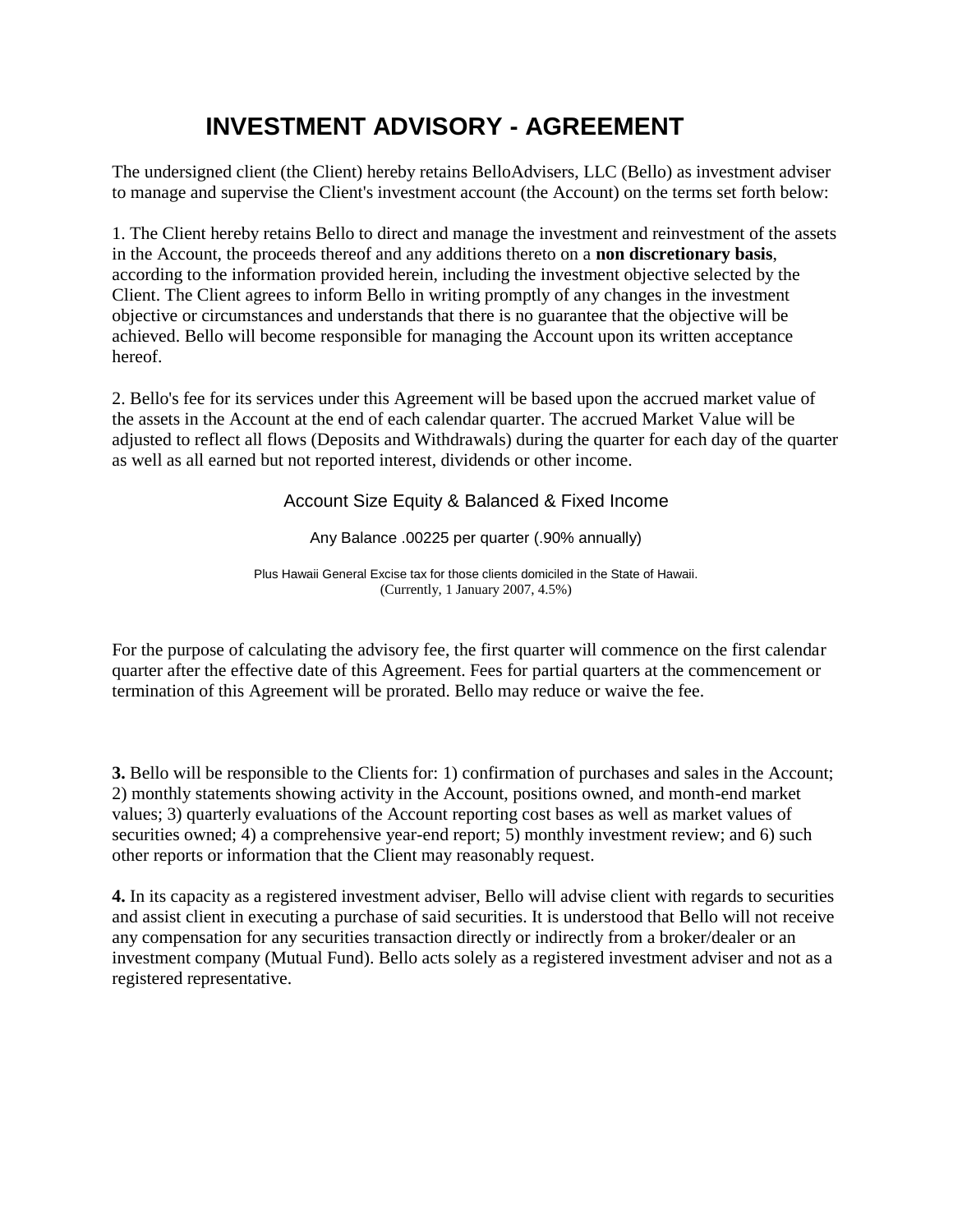# INVESTMENT ADVISORY - AGREEMENT

The undersigned client (the Client) hereby retains BelloAdvisers, LLC (Bello) as investment adviser to manage and supervise the Client's investment account (the Account) on the terms set forth below:

1. The Client hereby retains Bello to direct and manage the investment and reinvestment of the assets in the Account, the proceeds thereof and any additions thereto on a **non discretionary basis**, according to the information provided herein, including the investment objective selected by the Client. The Client agrees to inform Bello in writing promptly of any changes in the investment objective or circumstances and understands that there is no guarantee that the objective will be achieved. Bello will become responsible for managing the Account upon its written acceptance hereof.

2. Bello's fee for its services under this Agreement will be based upon the accrued market value of the assets in the Account at the end of each calendar quarter. The accrued Market Value will be adjusted to reflect all flows (Deposits and Withdrawals) during the quarter for each day of the quarter as well as all earned but not reported interest, dividends or other income.

Account Size Equity & Balanced & Fixed Income

Any Balance .00225 per quarter (.90% annually)

Plus Hawaii General Excise tax for those clients domiciled in the State of Hawaii.
(Currently, 1 January 2007, 4.5%)

For the purpose of calculating the advisory fee, the first quarter will commence on the first calendar quarter after the effective date of this Agreement. Fees for partial quarters at the commencement or termination of this Agreement will be prorated. Bello may reduce or waive the fee.

**3.** Bello will be responsible to the Clients for: 1) confirmation of purchases and sales in the Account; 2) monthly statements showing activity in the Account, positions owned, and month-end market values; 3) quarterly evaluations of the Account reporting cost bases as well as market values of securities owned; 4) a comprehensive year-end report; 5) monthly investment review; and 6) such other reports or information that the Client may reasonably request.

**4.** In its capacity as a registered investment adviser, Bello will advise client with regards to securities and assist client in executing a purchase of said securities. It is understood that Bello will not receive any compensation for any securities transaction directly or indirectly from a broker/dealer or an investment company (Mutual Fund). Bello acts solely as a registered investment adviser and not as a registered representative.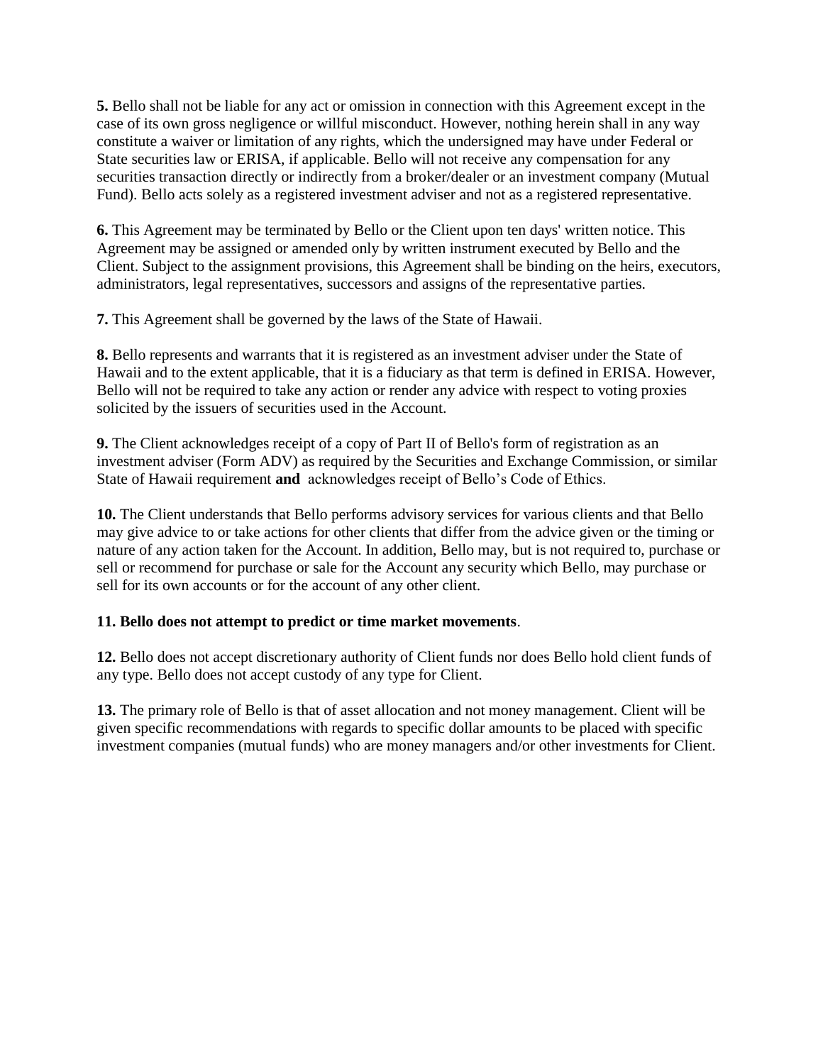**5.** Bello shall not be liable for any act or omission in connection with this Agreement except in the case of its own gross negligence or willful misconduct. However, nothing herein shall in any way constitute a waiver or limitation of any rights, which the undersigned may have under Federal or State securities law or ERISA, if applicable. Bello will not receive any compensation for any securities transaction directly or indirectly from a broker/dealer or an investment company (Mutual Fund). Bello acts solely as a registered investment adviser and not as a registered representative.

**6.** This Agreement may be terminated by Bello or the Client upon ten days' written notice. This Agreement may be assigned or amended only by written instrument executed by Bello and the Client. Subject to the assignment provisions, this Agreement shall be binding on the heirs, executors, administrators, legal representatives, successors and assigns of the representative parties.

**7.** This Agreement shall be governed by the laws of the State of Hawaii.

**8.** Bello represents and warrants that it is registered as an investment adviser under the State of Hawaii and to the extent applicable, that it is a fiduciary as that term is defined in ERISA. However, Bello will not be required to take any action or render any advice with respect to voting proxies solicited by the issuers of securities used in the Account.

**9.** The Client acknowledges receipt of a copy of Part II of Bello's form of registration as an investment adviser (Form ADV) as required by the Securities and Exchange Commission, or similar State of Hawaii requirement **and** acknowledges receipt of Bello's Code of Ethics.

**10.** The Client understands that Bello performs advisory services for various clients and that Bello may give advice to or take actions for other clients that differ from the advice given or the timing or nature of any action taken for the Account. In addition, Bello may, but is not required to, purchase or sell or recommend for purchase or sale for the Account any security which Bello, may purchase or sell for its own accounts or for the account of any other client.

**11. Bello does not attempt to predict or time market movements**.

**12.** Bello does not accept discretionary authority of Client funds nor does Bello hold client funds of any type. Bello does not accept custody of any type for Client.

**13.** The primary role of Bello is that of asset allocation and not money management. Client will be given specific recommendations with regards to specific dollar amounts to be placed with specific investment companies (mutual funds) who are money managers and/or other investments for Client.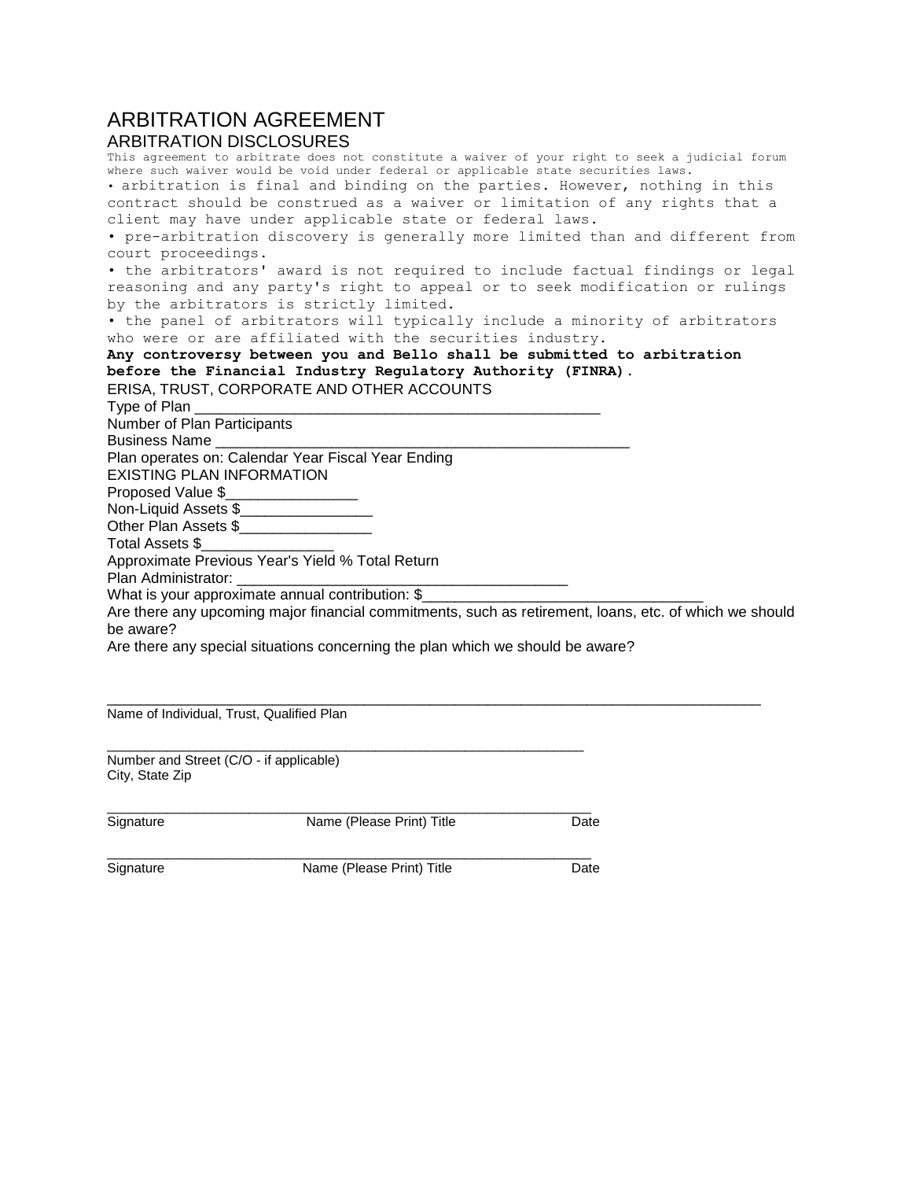# ARBITRATION AGREEMENT

## ARBITRATION DISCLOSURES

This agreement to arbitrate does not constitute a waiver of your right to seek a judicial forum where such waiver would be void under federal or applicable state securities laws.

- arbitration is final and binding on the parties. However, nothing in this contract should be construed as a waiver or limitation of any rights that a client may have under applicable state or federal laws.
- pre-arbitration discovery is generally more limited than and different from court proceedings.
- the arbitrators' award is not required to include factual findings or legal reasoning and any party's right to appeal or to seek modification or rulings by the arbitrators is strictly limited.
- the panel of arbitrators will typically include a minority of arbitrators who were or are affiliated with the securities industry.

**Any controversy between you and Bello shall be submitted to arbitration before the Financial Industry Regulatory Authority (FINRA).**

ERISA, TRUST, CORPORATE AND OTHER ACCOUNTS

Type of Plan ___________________________________________________

Number of Plan Participants

Business Name ___________________________________________________

Plan operates on: Calendar Year Fiscal Year Ending

EXISTING PLAN INFORMATION

Proposed Value $________________

Non-Liquid Assets $________________

Other Plan Assets $________________

Total Assets $________________

Approximate Previous Year's Yield % Total Return

Plan Administrator: ________________________________________

What is your approximate annual contribution: $__________________________________

Are there any upcoming major financial commitments, such as retirement, loans, etc. of which we should be aware?

Are there any special situations concerning the plan which we should be aware?

_________________________________________________________________________________

Name of Individual, Trust, Qualified Plan

____________________________________________________________

Number and Street (C/O - if applicable)

City, State Zip

_____________________________________________________________

Signature Name (Please Print) Title Date

_____________________________________________________________

Signature Name (Please Print) Title Date